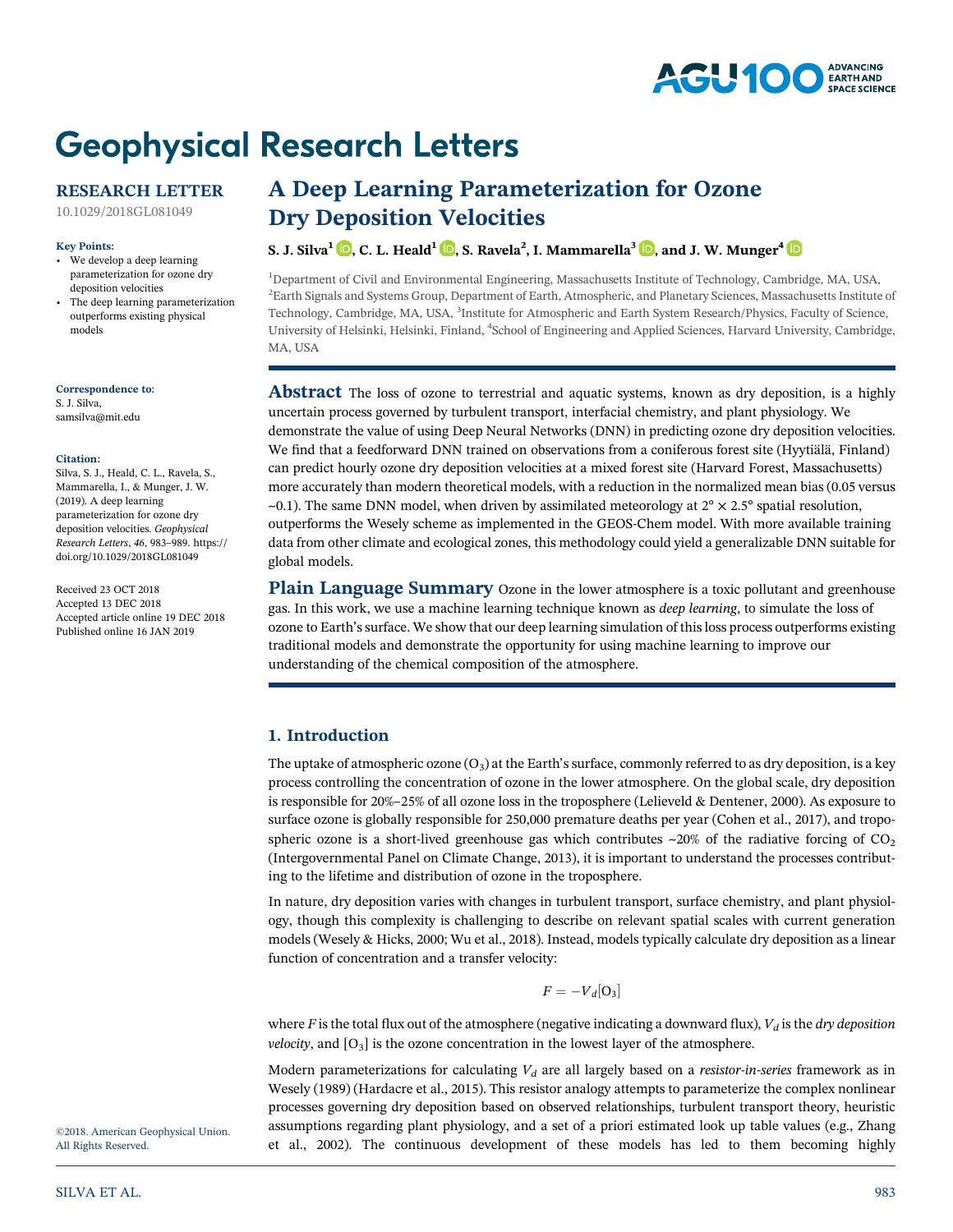# Geophysical Research Letters

**RESEARCH LETTER**

10.1029/2018GL081049

**Key Points:**

- We develop a deep learning parameterization for ozone dry deposition velocities
- The deep learning parameterization outperforms existing physical models

**Correspondence to:**
S. J. Silva,
samsilva@mit.edu

**Citation:**
Silva, S. J., Heald, C. L., Ravela, S., Mammarella, I., & Munger, J. W. (2019). A deep learning parameterization for ozone dry deposition velocities. *Geophysical Research Letters*, *46*, 983–989. https://doi.org/10.1029/2018GL081049

Received 23 OCT 2018
Accepted 13 DEC 2018
Accepted article online 19 DEC 2018
Published online 16 JAN 2019

©2018. American Geophysical Union. All Rights Reserved.

## A Deep Learning Parameterization for Ozone Dry Deposition Velocities

**S. J. Silva[1], C. L. Heald[1], S. Ravela[2], I. Mammarella[3], and J. W. Munger[4]**

[1]Department of Civil and Environmental Engineering, Massachusetts Institute of Technology, Cambridge, MA, USA, [2]Earth Signals and Systems Group, Department of Earth, Atmospheric, and Planetary Sciences, Massachusetts Institute of Technology, Cambridge, MA, USA, [3]Institute for Atmospheric and Earth System Research/Physics, Faculty of Science, University of Helsinki, Helsinki, Finland, [4]School of Engineering and Applied Sciences, Harvard University, Cambridge, MA, USA

**Abstract** The loss of ozone to terrestrial and aquatic systems, known as dry deposition, is a highly uncertain process governed by turbulent transport, interfacial chemistry, and plant physiology. We demonstrate the value of using Deep Neural Networks (DNN) in predicting ozone dry deposition velocities. We find that a feedforward DNN trained on observations from a coniferous forest site (Hyytiälä, Finland) can predict hourly ozone dry deposition velocities at a mixed forest site (Harvard Forest, Massachusetts) more accurately than modern theoretical models, with a reduction in the normalized mean bias (0.05 versus ~0.1). The same DNN model, when driven by assimilated meteorology at 2° × 2.5° spatial resolution, outperforms the Wesely scheme as implemented in the GEOS-Chem model. With more available training data from other climate and ecological zones, this methodology could yield a generalizable DNN suitable for global models.

**Plain Language Summary** Ozone in the lower atmosphere is a toxic pollutant and greenhouse gas. In this work, we use a machine learning technique known as *deep learning*, to simulate the loss of ozone to Earth's surface. We show that our deep learning simulation of this loss process outperforms existing traditional models and demonstrate the opportunity for using machine learning to improve our understanding of the chemical composition of the atmosphere.

## 1. Introduction

The uptake of atmospheric ozone ($O_3$) at the Earth's surface, commonly referred to as dry deposition, is a key process controlling the concentration of ozone in the lower atmosphere. On the global scale, dry deposition is responsible for 20%–25% of all ozone loss in the troposphere (Lelieveld & Dentener, 2000). As exposure to surface ozone is globally responsible for 250,000 premature deaths per year (Cohen et al., 2017), and tropospheric ozone is a short-lived greenhouse gas which contributes ~20% of the radiative forcing of $CO_2$ (Intergovernmental Panel on Climate Change, 2013), it is important to understand the processes contributing to the lifetime and distribution of ozone in the troposphere.

In nature, dry deposition varies with changes in turbulent transport, surface chemistry, and plant physiology, though this complexity is challenging to describe on relevant spatial scales with current generation models (Wesely & Hicks, 2000; Wu et al., 2018). Instead, models typically calculate dry deposition as a linear function of concentration and a transfer velocity:

$$F = -V_d[O_3]$$

where $F$ is the total flux out of the atmosphere (negative indicating a downward flux), $V_d$ is the *dry deposition velocity*, and $[O_3]$ is the ozone concentration in the lowest layer of the atmosphere.

Modern parameterizations for calculating $V_d$ are all largely based on a *resistor-in-series* framework as in Wesely (1989) (Hardacre et al., 2015). This resistor analogy attempts to parameterize the complex nonlinear processes governing dry deposition based on observed relationships, turbulent transport theory, heuristic assumptions regarding plant physiology, and a set of a priori estimated look up table values (e.g., Zhang et al., 2002). The continuous development of these models has led to them becoming highly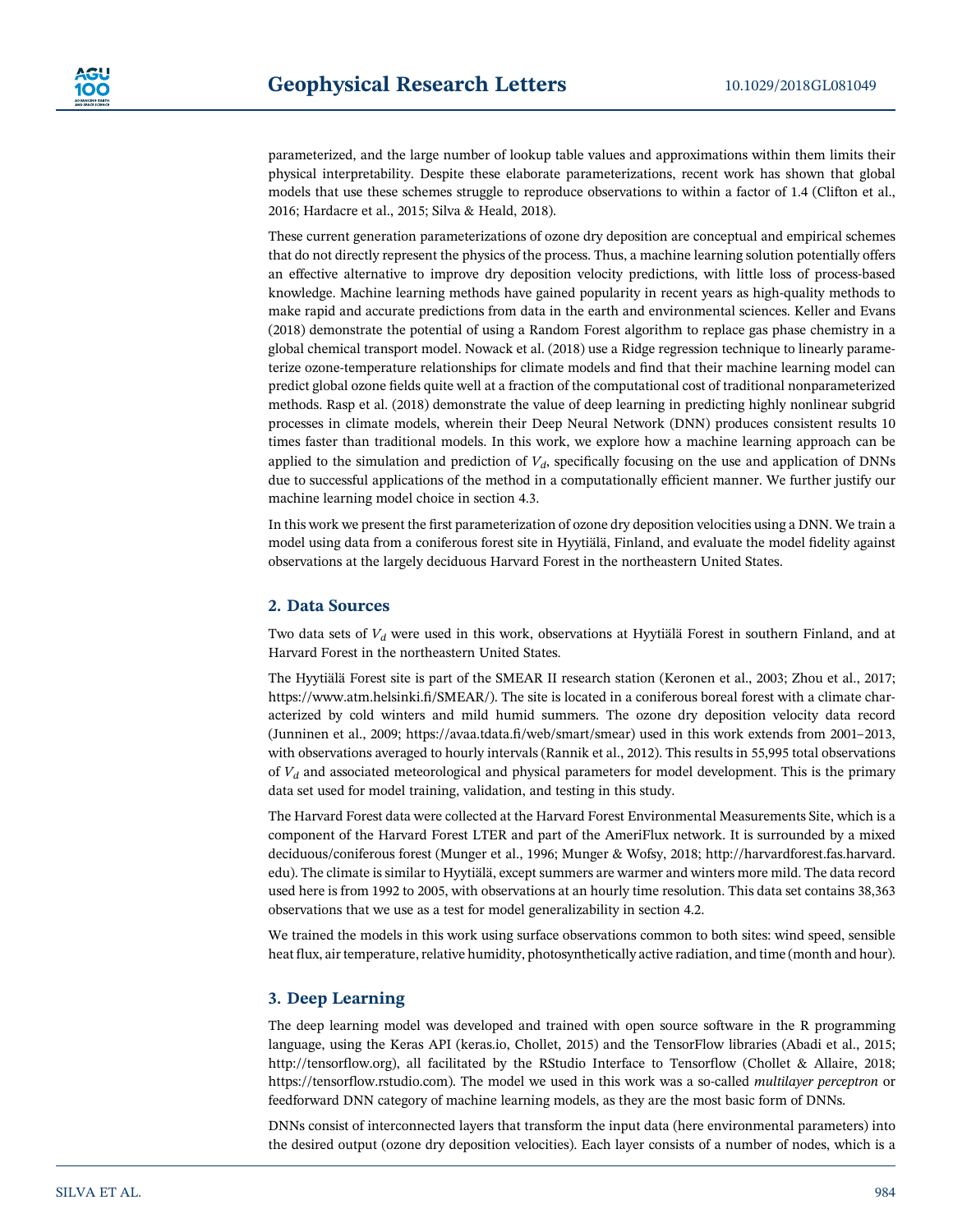parameterized, and the large number of lookup table values and approximations within them limits their physical interpretability. Despite these elaborate parameterizations, recent work has shown that global models that use these schemes struggle to reproduce observations to within a factor of 1.4 (Clifton et al., 2016; Hardacre et al., 2015; Silva & Heald, 2018).

These current generation parameterizations of ozone dry deposition are conceptual and empirical schemes that do not directly represent the physics of the process. Thus, a machine learning solution potentially offers an effective alternative to improve dry deposition velocity predictions, with little loss of process-based knowledge. Machine learning methods have gained popularity in recent years as high-quality methods to make rapid and accurate predictions from data in the earth and environmental sciences. Keller and Evans (2018) demonstrate the potential of using a Random Forest algorithm to replace gas phase chemistry in a global chemical transport model. Nowack et al. (2018) use a Ridge regression technique to linearly parameterize ozone-temperature relationships for climate models and find that their machine learning model can predict global ozone fields quite well at a fraction of the computational cost of traditional nonparameterized methods. Rasp et al. (2018) demonstrate the value of deep learning in predicting highly nonlinear subgrid processes in climate models, wherein their Deep Neural Network (DNN) produces consistent results 10 times faster than traditional models. In this work, we explore how a machine learning approach can be applied to the simulation and prediction of $V_d$, specifically focusing on the use and application of DNNs due to successful applications of the method in a computationally efficient manner. We further justify our machine learning model choice in section 4.3.

In this work we present the first parameterization of ozone dry deposition velocities using a DNN. We train a model using data from a coniferous forest site in Hyytiälä, Finland, and evaluate the model fidelity against observations at the largely deciduous Harvard Forest in the northeastern United States.

## 2. Data Sources

Two data sets of $V_d$ were used in this work, observations at Hyytiälä Forest in southern Finland, and at Harvard Forest in the northeastern United States.

The Hyytiälä Forest site is part of the SMEAR II research station (Keronen et al., 2003; Zhou et al., 2017; https://www.atm.helsinki.fi/SMEAR/). The site is located in a coniferous boreal forest with a climate characterized by cold winters and mild humid summers. The ozone dry deposition velocity data record (Junninen et al., 2009; https://avaa.tdata.fi/web/smart/smear) used in this work extends from 2001–2013, with observations averaged to hourly intervals (Rannik et al., 2012). This results in 55,995 total observations of $V_d$ and associated meteorological and physical parameters for model development. This is the primary data set used for model training, validation, and testing in this study.

The Harvard Forest data were collected at the Harvard Forest Environmental Measurements Site, which is a component of the Harvard Forest LTER and part of the AmeriFlux network. It is surrounded by a mixed deciduous/coniferous forest (Munger et al., 1996; Munger & Wofsy, 2018; http://harvardforest.fas.harvard.edu). The climate is similar to Hyytiälä, except summers are warmer and winters more mild. The data record used here is from 1992 to 2005, with observations at an hourly time resolution. This data set contains 38,363 observations that we use as a test for model generalizability in section 4.2.

We trained the models in this work using surface observations common to both sites: wind speed, sensible heat flux, air temperature, relative humidity, photosynthetically active radiation, and time (month and hour).

## 3. Deep Learning

The deep learning model was developed and trained with open source software in the R programming language, using the Keras API (keras.io, Chollet, 2015) and the TensorFlow libraries (Abadi et al., 2015; http://tensorflow.org), all facilitated by the RStudio Interface to Tensorflow (Chollet & Allaire, 2018; https://tensorflow.rstudio.com). The model we used in this work was a so-called *multilayer perceptron* or feedforward DNN category of machine learning models, as they are the most basic form of DNNs.

DNNs consist of interconnected layers that transform the input data (here environmental parameters) into the desired output (ozone dry deposition velocities). Each layer consists of a number of nodes, which is a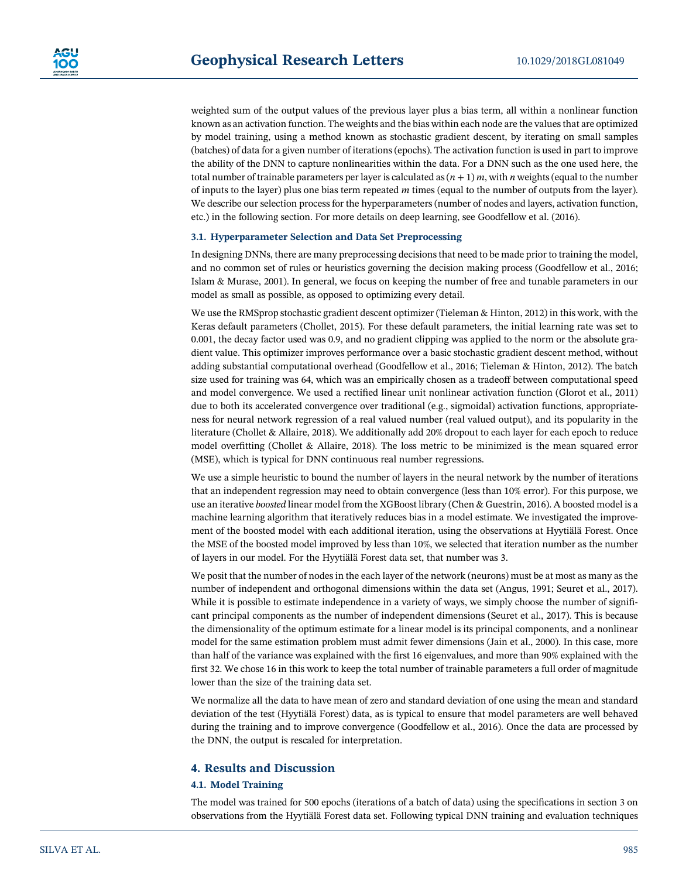weighted sum of the output values of the previous layer plus a bias term, all within a nonlinear function known as an activation function. The weights and the bias within each node are the values that are optimized by model training, using a method known as stochastic gradient descent, by iterating on small samples (batches) of data for a given number of iterations (epochs). The activation function is used in part to improve the ability of the DNN to capture nonlinearities within the data. For a DNN such as the one used here, the total number of trainable parameters per layer is calculated as $(n + 1)\,m$, with $n$ weights (equal to the number of inputs to the layer) plus one bias term repeated $m$ times (equal to the number of outputs from the layer). We describe our selection process for the hyperparameters (number of nodes and layers, activation function, etc.) in the following section. For more details on deep learning, see Goodfellow et al. (2016).

### 3.1. Hyperparameter Selection and Data Set Preprocessing

In designing DNNs, there are many preprocessing decisions that need to be made prior to training the model, and no common set of rules or heuristics governing the decision making process (Goodfellow et al., 2016; Islam & Murase, 2001). In general, we focus on keeping the number of free and tunable parameters in our model as small as possible, as opposed to optimizing every detail.

We use the RMSprop stochastic gradient descent optimizer (Tieleman & Hinton, 2012) in this work, with the Keras default parameters (Chollet, 2015). For these default parameters, the initial learning rate was set to 0.001, the decay factor used was 0.9, and no gradient clipping was applied to the norm or the absolute gradient value. This optimizer improves performance over a basic stochastic gradient descent method, without adding substantial computational overhead (Goodfellow et al., 2016; Tieleman & Hinton, 2012). The batch size used for training was 64, which was an empirically chosen as a tradeoff between computational speed and model convergence. We used a rectified linear unit nonlinear activation function (Glorot et al., 2011) due to both its accelerated convergence over traditional (e.g., sigmoidal) activation functions, appropriateness for neural network regression of a real valued number (real valued output), and its popularity in the literature (Chollet & Allaire, 2018). We additionally add 20% dropout to each layer for each epoch to reduce model overfitting (Chollet & Allaire, 2018). The loss metric to be minimized is the mean squared error (MSE), which is typical for DNN continuous real number regressions.

We use a simple heuristic to bound the number of layers in the neural network by the number of iterations that an independent regression may need to obtain convergence (less than 10% error). For this purpose, we use an iterative *boosted* linear model from the XGBoost library (Chen & Guestrin, 2016). A boosted model is a machine learning algorithm that iteratively reduces bias in a model estimate. We investigated the improvement of the boosted model with each additional iteration, using the observations at Hyytiälä Forest. Once the MSE of the boosted model improved by less than 10%, we selected that iteration number as the number of layers in our model. For the Hyytiälä Forest data set, that number was 3.

We posit that the number of nodes in the each layer of the network (neurons) must be at most as many as the number of independent and orthogonal dimensions within the data set (Angus, 1991; Seuret et al., 2017). While it is possible to estimate independence in a variety of ways, we simply choose the number of significant principal components as the number of independent dimensions (Seuret et al., 2017). This is because the dimensionality of the optimum estimate for a linear model is its principal components, and a nonlinear model for the same estimation problem must admit fewer dimensions (Jain et al., 2000). In this case, more than half of the variance was explained with the first 16 eigenvalues, and more than 90% explained with the first 32. We chose 16 in this work to keep the total number of trainable parameters a full order of magnitude lower than the size of the training data set.

We normalize all the data to have mean of zero and standard deviation of one using the mean and standard deviation of the test (Hyytiälä Forest) data, as is typical to ensure that model parameters are well behaved during the training and to improve convergence (Goodfellow et al., 2016). Once the data are processed by the DNN, the output is rescaled for interpretation.

## 4. Results and Discussion

### 4.1. Model Training

The model was trained for 500 epochs (iterations of a batch of data) using the specifications in section 3 on observations from the Hyytiälä Forest data set. Following typical DNN training and evaluation techniques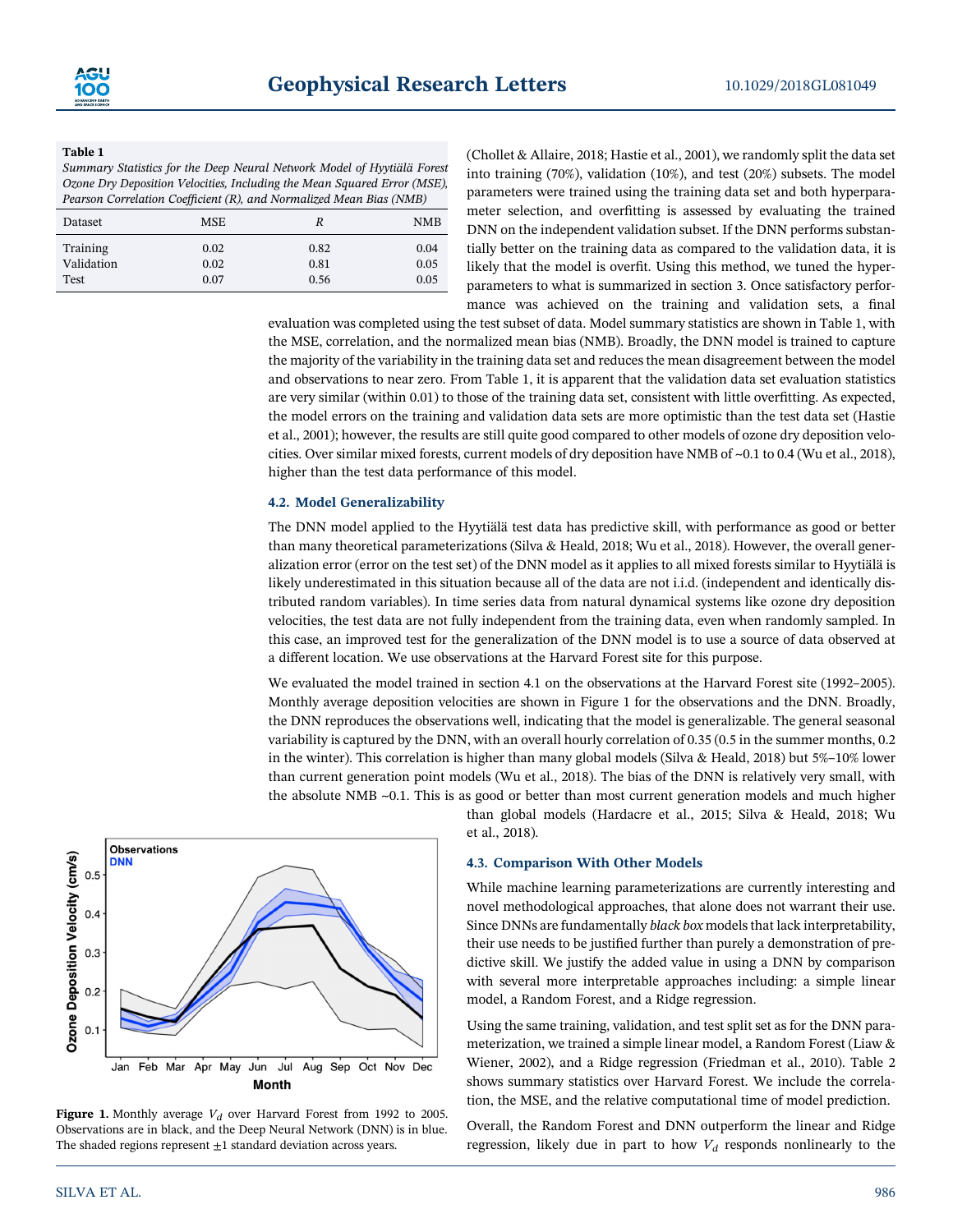**Table 1**

*Summary Statistics for the Deep Neural Network Model of Hyytiälä Forest Ozone Dry Deposition Velocities, Including the Mean Squared Error (MSE), Pearson Correlation Coefficient (R), and Normalized Mean Bias (NMB)*

| Dataset | MSE | $R$ | NMB |
|---|---|---|---|
| Training | 0.02 | 0.82 | 0.04 |
| Validation | 0.02 | 0.81 | 0.05 |
| Test | 0.07 | 0.56 | 0.05 |

(Chollet & Allaire, 2018; Hastie et al., 2001), we randomly split the data set into training (70%), validation (10%), and test (20%) subsets. The model parameters were trained using the training data set and both hyperparameter selection, and overfitting is assessed by evaluating the trained DNN on the independent validation subset. If the DNN performs substantially better on the training data as compared to the validation data, it is likely that the model is overfit. Using this method, we tuned the hyperparameters to what is summarized in section 3. Once satisfactory performance was achieved on the training and validation sets, a final evaluation was completed using the test subset of data. Model summary statistics are shown in Table 1, with the MSE, correlation, and the normalized mean bias (NMB). Broadly, the DNN model is trained to capture the majority of the variability in the training data set and reduces the mean disagreement between the model and observations to near zero. From Table 1, it is apparent that the validation data set evaluation statistics are very similar (within 0.01) to those of the training data set, consistent with little overfitting. As expected, the model errors on the training and validation data sets are more optimistic than the test data set (Hastie et al., 2001); however, the results are still quite good compared to other models of ozone dry deposition velocities. Over similar mixed forests, current models of dry deposition have NMB of ~0.1 to 0.4 (Wu et al., 2018), higher than the test data performance of this model.

### 4.2. Model Generalizability

The DNN model applied to the Hyytiälä test data has predictive skill, with performance as good or better than many theoretical parameterizations (Silva & Heald, 2018; Wu et al., 2018). However, the overall generalization error (error on the test set) of the DNN model as it applies to all mixed forests similar to Hyytiälä is likely underestimated in this situation because all of the data are not i.i.d. (independent and identically distributed random variables). In time series data from natural dynamical systems like ozone dry deposition velocities, the test data are not fully independent from the training data, even when randomly sampled. In this case, an improved test for the generalization of the DNN model is to use a source of data observed at a different location. We use observations at the Harvard Forest site for this purpose.

We evaluated the model trained in section 4.1 on the observations at the Harvard Forest site (1992–2005). Monthly average deposition velocities are shown in Figure 1 for the observations and the DNN. Broadly, the DNN reproduces the observations well, indicating that the model is generalizable. The general seasonal variability is captured by the DNN, with an overall hourly correlation of 0.35 (0.5 in the summer months, 0.2 in the winter). This correlation is higher than many global models (Silva & Heald, 2018) but 5%–10% lower than current generation point models (Wu et al., 2018). The bias of the DNN is relatively very small, with the absolute NMB ~0.1. This is as good or better than most current generation models and much higher than global models (Hardacre et al., 2015; Silva & Heald, 2018; Wu et al., 2018).

**Figure 1.** Monthly average $V_d$ over Harvard Forest from 1992 to 2005. Observations are in black, and the Deep Neural Network (DNN) is in blue. The shaded regions represent ±1 standard deviation across years.

### 4.3. Comparison With Other Models

While machine learning parameterizations are currently interesting and novel methodological approaches, that alone does not warrant their use. Since DNNs are fundamentally *black box* models that lack interpretability, their use needs to be justified further than purely a demonstration of predictive skill. We justify the added value in using a DNN by comparison with several more interpretable approaches including: a simple linear model, a Random Forest, and a Ridge regression.

Using the same training, validation, and test split set as for the DNN parameterization, we trained a simple linear model, a Random Forest (Liaw & Wiener, 2002), and a Ridge regression (Friedman et al., 2010). Table 2 shows summary statistics over Harvard Forest. We include the correlation, the MSE, and the relative computational time of model prediction.

Overall, the Random Forest and DNN outperform the linear and Ridge regression, likely due in part to how $V_d$ responds nonlinearly to the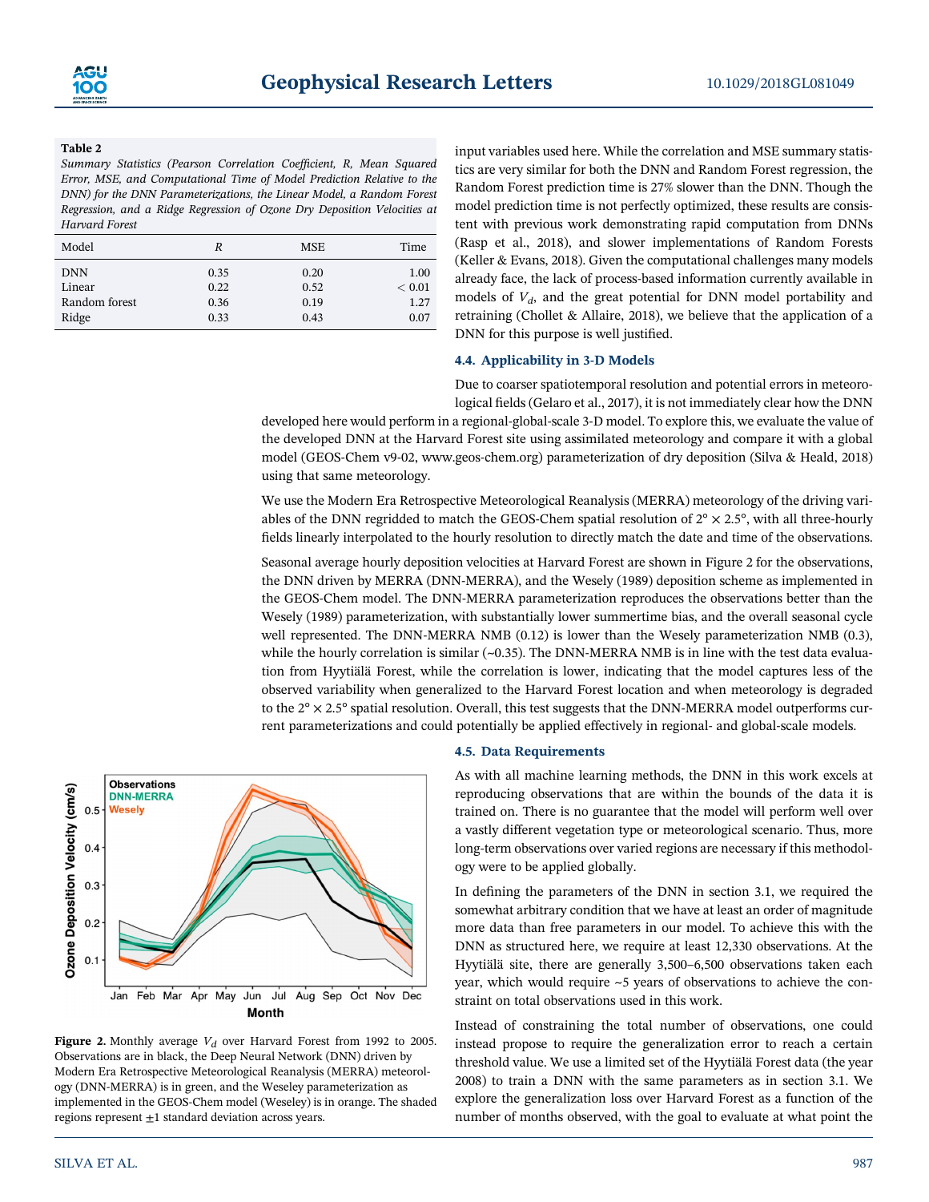**Table 2**
*Summary Statistics (Pearson Correlation Coefficient, R, Mean Squared Error, MSE, and Computational Time of Model Prediction Relative to the DNN) for the DNN Parameterizations, the Linear Model, a Random Forest Regression, and a Ridge Regression of Ozone Dry Deposition Velocities at Harvard Forest*

| Model | $R$ | MSE | Time |
|---|---|---|---|
| DNN | 0.35 | 0.20 | 1.00 |
| Linear | 0.22 | 0.52 | $< 0.01$ |
| Random forest | 0.36 | 0.19 | 1.27 |
| Ridge | 0.33 | 0.43 | 0.07 |

input variables used here. While the correlation and MSE summary statistics are very similar for both the DNN and Random Forest regression, the Random Forest prediction time is 27% slower than the DNN. Though the model prediction time is not perfectly optimized, these results are consistent with previous work demonstrating rapid computation from DNNs (Rasp et al., 2018), and slower implementations of Random Forests (Keller & Evans, 2018). Given the computational challenges many models already face, the lack of process-based information currently available in models of $V_d$, and the great potential for DNN model portability and retraining (Chollet & Allaire, 2018), we believe that the application of a DNN for this purpose is well justified.

### 4.4. Applicability in 3-D Models

Due to coarser spatiotemporal resolution and potential errors in meteorological fields (Gelaro et al., 2017), it is not immediately clear how the DNN developed here would perform in a regional-global-scale 3-D model. To explore this, we evaluate the value of the developed DNN at the Harvard Forest site using assimilated meteorology and compare it with a global model (GEOS-Chem v9-02, www.geos-chem.org) parameterization of dry deposition (Silva & Heald, 2018) using that same meteorology.

We use the Modern Era Retrospective Meteorological Reanalysis (MERRA) meteorology of the driving variables of the DNN regridded to match the GEOS-Chem spatial resolution of $2° \times 2.5°$, with all three-hourly fields linearly interpolated to the hourly resolution to directly match the date and time of the observations.

Seasonal average hourly deposition velocities at Harvard Forest are shown in Figure 2 for the observations, the DNN driven by MERRA (DNN-MERRA), and the Wesely (1989) deposition scheme as implemented in the GEOS-Chem model. The DNN-MERRA parameterization reproduces the observations better than the Wesely (1989) parameterization, with substantially lower summertime bias, and the overall seasonal cycle well represented. The DNN-MERRA NMB (0.12) is lower than the Wesely parameterization NMB (0.3), while the hourly correlation is similar (~0.35). The DNN-MERRA NMB is in line with the test data evaluation from Hyytiälä Forest, while the correlation is lower, indicating that the model captures less of the observed variability when generalized to the Harvard Forest location and when meteorology is degraded to the $2° \times 2.5°$ spatial resolution. Overall, this test suggests that the DNN-MERRA model outperforms current parameterizations and could potentially be applied effectively in regional- and global-scale models.

**Figure 2.** Monthly average $V_d$ over Harvard Forest from 1992 to 2005. Observations are in black, the Deep Neural Network (DNN) driven by Modern Era Retrospective Meteorological Reanalysis (MERRA) meteorology (DNN-MERRA) is in green, and the Weseley parameterization as implemented in the GEOS-Chem model (Weseley) is in orange. The shaded regions represent ±1 standard deviation across years.

### 4.5. Data Requirements

As with all machine learning methods, the DNN in this work excels at reproducing observations that are within the bounds of the data it is trained on. There is no guarantee that the model will perform well over a vastly different vegetation type or meteorological scenario. Thus, more long-term observations over varied regions are necessary if this methodology were to be applied globally.

In defining the parameters of the DNN in section 3.1, we required the somewhat arbitrary condition that we have at least an order of magnitude more data than free parameters in our model. To achieve this with the DNN as structured here, we require at least 12,330 observations. At the Hyytiälä site, there are generally 3,500–6,500 observations taken each year, which would require ~5 years of observations to achieve the constraint on total observations used in this work.

Instead of constraining the total number of observations, one could instead propose to require the generalization error to reach a certain threshold value. We use a limited set of the Hyytiälä Forest data (the year 2008) to train a DNN with the same parameters as in section 3.1. We explore the generalization loss over Harvard Forest as a function of the number of months observed, with the goal to evaluate at what point the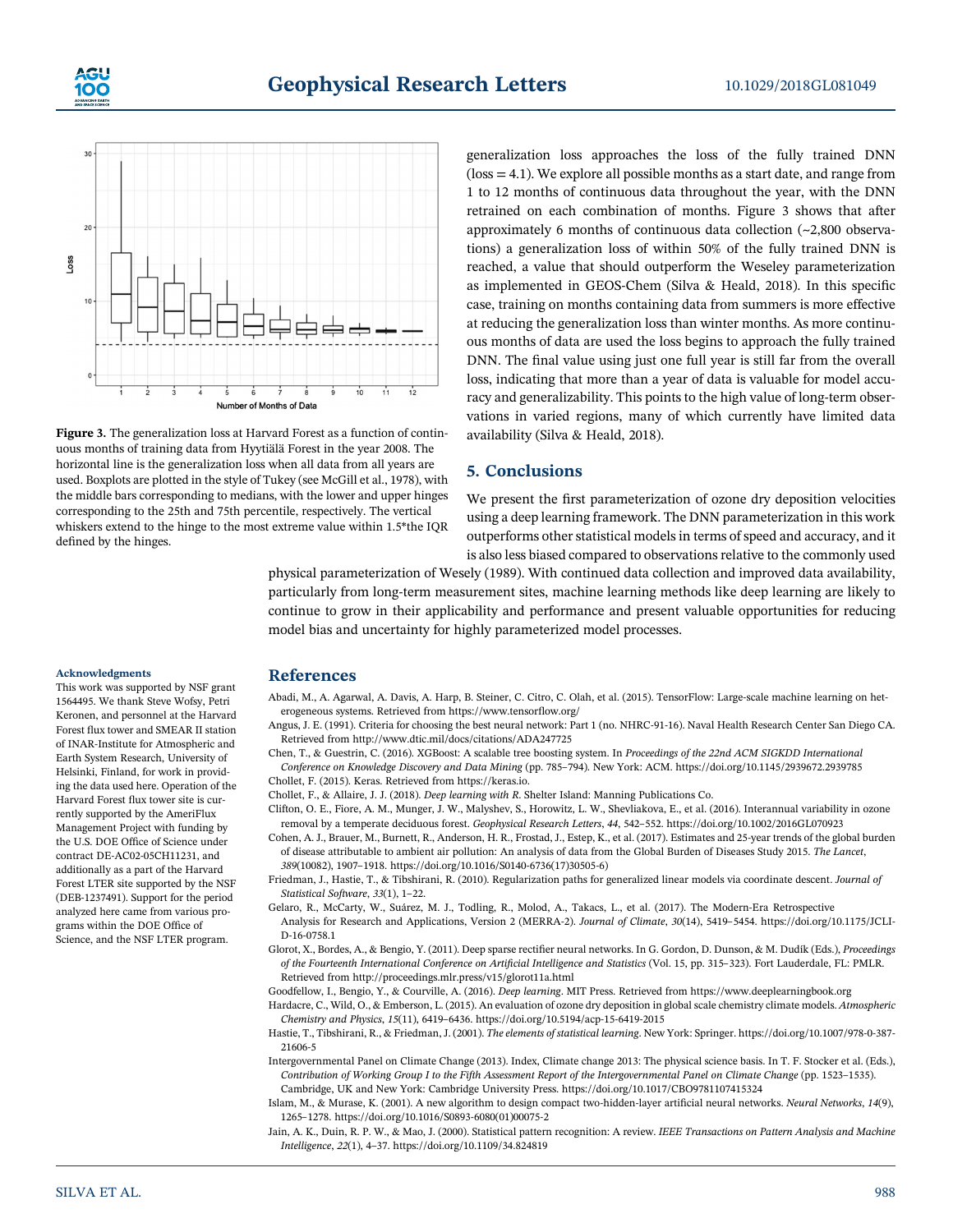Figure 3. The generalization loss at Harvard Forest as a function of continuous months of training data from Hyytiälä Forest in the year 2008. The horizontal line is the generalization loss when all data from all years are used. Boxplots are plotted in the style of Tukey (see McGill et al., 1978), with the middle bars corresponding to medians, with the lower and upper hinges corresponding to the 25th and 75th percentile, respectively. The vertical whiskers extend to the hinge to the most extreme value within 1.5*the IQR defined by the hinges.

generalization loss approaches the loss of the fully trained DNN (loss = 4.1). We explore all possible months as a start date, and range from 1 to 12 months of continuous data throughout the year, with the DNN retrained on each combination of months. Figure 3 shows that after approximately 6 months of continuous data collection (~2,800 observations) a generalization loss of within 50% of the fully trained DNN is reached, a value that should outperform the Weseley parameterization as implemented in GEOS-Chem (Silva & Heald, 2018). In this specific case, training on months containing data from summers is more effective at reducing the generalization loss than winter months. As more continuous months of data are used the loss begins to approach the fully trained DNN. The final value using just one full year is still far from the overall loss, indicating that more than a year of data is valuable for model accuracy and generalizability. This points to the high value of long-term observations in varied regions, many of which currently have limited data availability (Silva & Heald, 2018).

## 5. Conclusions

We present the first parameterization of ozone dry deposition velocities using a deep learning framework. The DNN parameterization in this work outperforms other statistical models in terms of speed and accuracy, and it is also less biased compared to observations relative to the commonly used physical parameterization of Wesely (1989). With continued data collection and improved data availability, particularly from long-term measurement sites, machine learning methods like deep learning are likely to continue to grow in their applicability and performance and present valuable opportunities for reducing model bias and uncertainty for highly parameterized model processes.

#### Acknowledgments

This work was supported by NSF grant 1564495. We thank Steve Wofsy, Petri Keronen, and personnel at the Harvard Forest flux tower and SMEAR II station of INAR-Institute for Atmospheric and Earth System Research, University of Helsinki, Finland, for work in providing the data used here. Operation of the Harvard Forest flux tower site is currently supported by the AmeriFlux Management Project with funding by the U.S. DOE Office of Science under contract DE-AC02-05CH11231, and additionally as a part of the Harvard Forest LTER site supported by the NSF (DEB-1237491). Support for the period analyzed here came from various programs within the DOE Office of Science, and the NSF LTER program.

## References

Abadi, M., A. Agarwal, A. Davis, A. Harp, B. Steiner, C. Citro, C. Olah, et al. (2015). TensorFlow: Large-scale machine learning on heterogeneous systems. Retrieved from https://www.tensorflow.org/

Angus, J. E. (1991). Criteria for choosing the best neural network: Part 1 (no. NHRC-91-16). Naval Health Research Center San Diego CA. Retrieved from http://www.dtic.mil/docs/citations/ADA247725

Chen, T., & Guestrin, C. (2016). XGBoost: A scalable tree boosting system. In *Proceedings of the 22nd ACM SIGKDD International Conference on Knowledge Discovery and Data Mining* (pp. 785–794). New York: ACM. https://doi.org/10.1145/2939672.2939785

Chollet, F. (2015). Keras. Retrieved from https://keras.io.

Chollet, F., & Allaire, J. J. (2018). *Deep learning with R*. Shelter Island: Manning Publications Co.

Clifton, O. E., Fiore, A. M., Munger, J. W., Malyshev, S., Horowitz, L. W., Shevliakova, E., et al. (2016). Interannual variability in ozone removal by a temperate deciduous forest. *Geophysical Research Letters*, *44*, 542–552. https://doi.org/10.1002/2016GL070923

Cohen, A. J., Brauer, M., Burnett, R., Anderson, H. R., Frostad, J., Estep, K., et al. (2017). Estimates and 25-year trends of the global burden of disease attributable to ambient air pollution: An analysis of data from the Global Burden of Diseases Study 2015. *The Lancet*, *389*(10082), 1907–1918. https://doi.org/10.1016/S0140-6736(17)30505-6)

Friedman, J., Hastie, T., & Tibshirani, R. (2010). Regularization paths for generalized linear models via coordinate descent. *Journal of Statistical Software*, *33*(1), 1–22.

Gelaro, R., McCarty, W., Suárez, M. J., Todling, R., Molod, A., Takacs, L., et al. (2017). The Modern-Era Retrospective Analysis for Research and Applications, Version 2 (MERRA-2). *Journal of Climate*, *30*(14), 5419–5454. https://doi.org/10.1175/JCLI-D-16-0758.1

Glorot, X., Bordes, A., & Bengio, Y. (2011). Deep sparse rectifier neural networks. In G. Gordon, D. Dunson, & M. Dudík (Eds.), *Proceedings of the Fourteenth International Conference on Artificial Intelligence and Statistics* (Vol. 15, pp. 315–323). Fort Lauderdale, FL: PMLR. Retrieved from http://proceedings.mlr.press/v15/glorot11a.html

Goodfellow, I., Bengio, Y., & Courville, A. (2016). *Deep learning*. MIT Press. Retrieved from https://www.deeplearningbook.org

Hardacre, C., Wild, O., & Emberson, L. (2015). An evaluation of ozone dry deposition in global scale chemistry climate models. *Atmospheric Chemistry and Physics*, *15*(11), 6419–6436. https://doi.org/10.5194/acp-15-6419-2015

Hastie, T., Tibshirani, R., & Friedman, J. (2001). *The elements of statistical learning*. New York: Springer. https://doi.org/10.1007/978-0-387-21606-5

Intergovernmental Panel on Climate Change (2013). Index, Climate change 2013: The physical science basis. In T. F. Stocker et al. (Eds.), *Contribution of Working Group I to the Fifth Assessment Report of the Intergovernmental Panel on Climate Change* (pp. 1523–1535). Cambridge, UK and New York: Cambridge University Press. https://doi.org/10.1017/CBO9781107415324

Islam, M., & Murase, K. (2001). A new algorithm to design compact two-hidden-layer artificial neural networks. *Neural Networks*, *14*(9), 1265–1278. https://doi.org/10.1016/S0893-6080(01)00075-2

Jain, A. K., Duin, R. P. W., & Mao, J. (2000). Statistical pattern recognition: A review. *IEEE Transactions on Pattern Analysis and Machine Intelligence*, *22*(1), 4–37. https://doi.org/10.1109/34.824819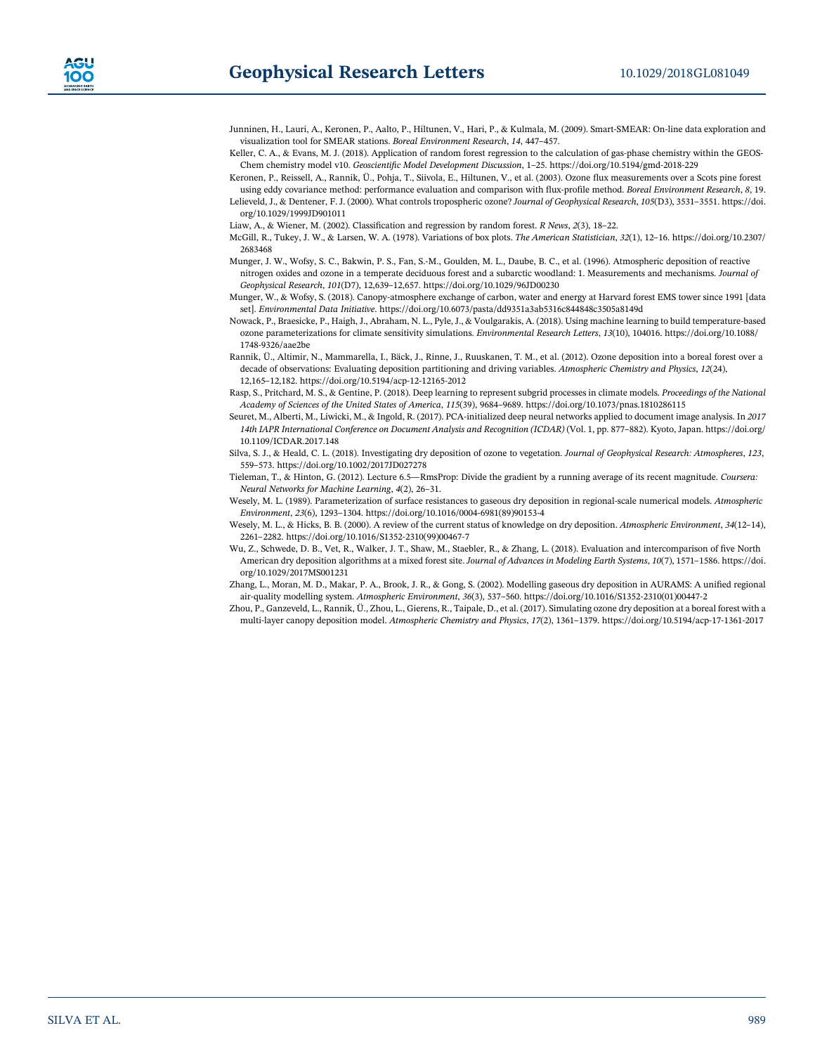Junninen, H., Lauri, A., Keronen, P., Aalto, P., Hiltunen, V., Hari, P., & Kulmala, M. (2009). Smart-SMEAR: On-line data exploration and visualization tool for SMEAR stations. *Boreal Environment Research*, *14*, 447–457.

Keller, C. A., & Evans, M. J. (2018). Application of random forest regression to the calculation of gas-phase chemistry within the GEOS-Chem chemistry model v10. *Geoscientific Model Development Discussion*, 1–25. https://doi.org/10.5194/gmd-2018-229

Keronen, P., Reissell, A., Rannik, Ü., Pohja, T., Siivola, E., Hiltunen, V., et al. (2003). Ozone flux measurements over a Scots pine forest using eddy covariance method: performance evaluation and comparison with flux-profile method. *Boreal Environment Research*, *8*, 19.

Lelieveld, J., & Dentener, F. J. (2000). What controls tropospheric ozone? *Journal of Geophysical Research*, *105*(D3), 3531–3551. https://doi.org/10.1029/1999JD901011

Liaw, A., & Wiener, M. (2002). Classification and regression by random forest. *R News*, *2*(3), 18–22.

McGill, R., Tukey, J. W., & Larsen, W. A. (1978). Variations of box plots. *The American Statistician*, *32*(1), 12–16. https://doi.org/10.2307/2683468

Munger, J. W., Wofsy, S. C., Bakwin, P. S., Fan, S.-M., Goulden, M. L., Daube, B. C., et al. (1996). Atmospheric deposition of reactive nitrogen oxides and ozone in a temperate deciduous forest and a subarctic woodland: 1. Measurements and mechanisms. *Journal of Geophysical Research*, *101*(D7), 12,639–12,657. https://doi.org/10.1029/96JD00230

Munger, W., & Wofsy, S. (2018). Canopy-atmosphere exchange of carbon, water and energy at Harvard forest EMS tower since 1991 [data set]. *Environmental Data Initiative*. https://doi.org/10.6073/pasta/dd9351a3ab5316c844848c3505a8149d

Nowack, P., Braesicke, P., Haigh, J., Abraham, N. L., Pyle, J., & Voulgarakis, A. (2018). Using machine learning to build temperature-based ozone parameterizations for climate sensitivity simulations. *Environmental Research Letters*, *13*(10), 104016. https://doi.org/10.1088/1748-9326/aae2be

Rannik, Ü., Altimir, N., Mammarella, I., Bäck, J., Rinne, J., Ruuskanen, T. M., et al. (2012). Ozone deposition into a boreal forest over a decade of observations: Evaluating deposition partitioning and driving variables. *Atmospheric Chemistry and Physics*, *12*(24), 12,165–12,182. https://doi.org/10.5194/acp-12-12165-2012

Rasp, S., Pritchard, M. S., & Gentine, P. (2018). Deep learning to represent subgrid processes in climate models. *Proceedings of the National Academy of Sciences of the United States of America*, *115*(39), 9684–9689. https://doi.org/10.1073/pnas.1810286115

Seuret, M., Alberti, M., Liwicki, M., & Ingold, R. (2017). PCA-initialized deep neural networks applied to document image analysis. In *2017 14th IAPR International Conference on Document Analysis and Recognition (ICDAR)* (Vol. 1, pp. 877–882). Kyoto, Japan. https://doi.org/10.1109/ICDAR.2017.148

Silva, S. J., & Heald, C. L. (2018). Investigating dry deposition of ozone to vegetation. *Journal of Geophysical Research: Atmospheres*, *123*, 559–573. https://doi.org/10.1002/2017JD027278

Tieleman, T., & Hinton, G. (2012). Lecture 6.5—RmsProp: Divide the gradient by a running average of its recent magnitude. *Coursera: Neural Networks for Machine Learning*, *4*(2), 26–31.

Wesely, M. L. (1989). Parameterization of surface resistances to gaseous dry deposition in regional-scale numerical models. *Atmospheric Environment*, *23*(6), 1293–1304. https://doi.org/10.1016/0004-6981(89)90153-4

Wesely, M. L., & Hicks, B. B. (2000). A review of the current status of knowledge on dry deposition. *Atmospheric Environment*, *34*(12–14), 2261–2282. https://doi.org/10.1016/S1352-2310(99)00467-7

Wu, Z., Schwede, D. B., Vet, R., Walker, J. T., Shaw, M., Staebler, R., & Zhang, L. (2018). Evaluation and intercomparison of five North American dry deposition algorithms at a mixed forest site. *Journal of Advances in Modeling Earth Systems*, *10*(7), 1571–1586. https://doi.org/10.1029/2017MS001231

Zhang, L., Moran, M. D., Makar, P. A., Brook, J. R., & Gong, S. (2002). Modelling gaseous dry deposition in AURAMS: A unified regional air-quality modelling system. *Atmospheric Environment*, *36*(3), 537–560. https://doi.org/10.1016/S1352-2310(01)00447-2

Zhou, P., Ganzeveld, L., Rannik, Ü., Zhou, L., Gierens, R., Taipale, D., et al. (2017). Simulating ozone dry deposition at a boreal forest with a multi-layer canopy deposition model. *Atmospheric Chemistry and Physics*, *17*(2), 1361–1379. https://doi.org/10.5194/acp-17-1361-2017